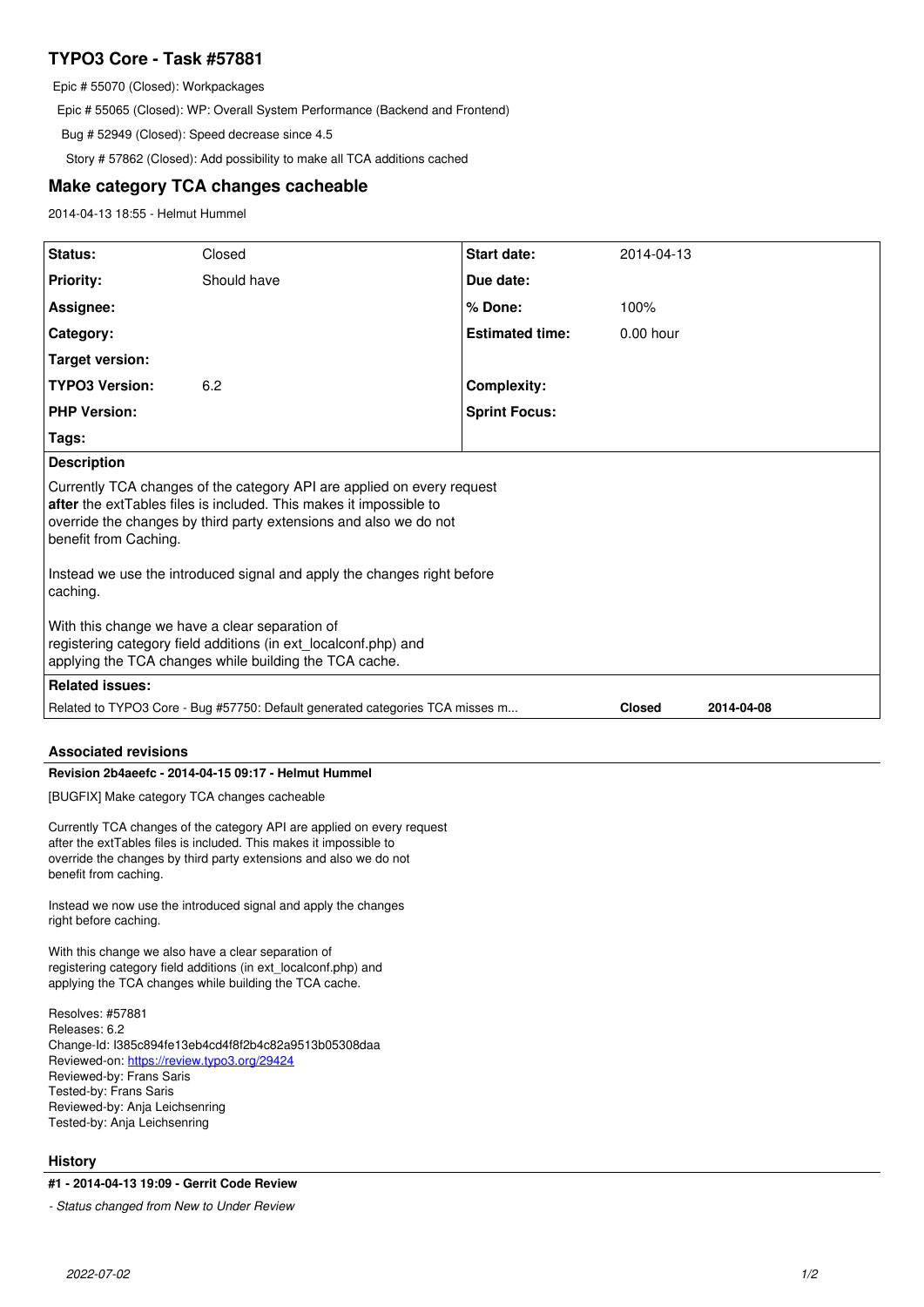# TYPO3 Core - Task #57881

Epic # 55070 (Closed): Workpackages

Epic # 55065 (Closed): WP: Overall System Performance (Backend and Frontend)

Bug # 52949 (Closed): Speed decrease since 4.5

Story # 57862 (Closed): Add possibility to make all TCA additions cached

## Make category TCA changes cacheable

2014-04-13 18:55 - Helmut Hummel

| Status: | Closed | Start date: | 2014-04-13 |
|---|---|---|---|
| Priority: | Should have | Due date: | |
| Assignee: | | % Done: | 100% |
| Category: | | Estimated time: | 0.00 hour |
| Target version: | | | |
| TYPO3 Version: | 6.2 | Complexity: | |
| PHP Version: | | Sprint Focus: | |
| Tags: | | | |

**Description**

Currently TCA changes of the category API are applied on every request **after** the extTables files is included. This makes it impossible to override the changes by third party extensions and also we do not benefit from Caching.

Instead we use the introduced signal and apply the changes right before caching.

With this change we have a clear separation of registering category field additions (in ext_localconf.php) and applying the TCA changes while building the TCA cache.

**Related issues:**

| | | |
|---|---|---|
| Related to TYPO3 Core - Bug #57750: Default generated categories TCA misses m... | Closed | 2014-04-08 |

### Associated revisions

**Revision 2b4aeefc - 2014-04-15 09:17 - Helmut Hummel**

[BUGFIX] Make category TCA changes cacheable

Currently TCA changes of the category API are applied on every request after the extTables files is included. This makes it impossible to override the changes by third party extensions and also we do not benefit from caching.

Instead we now use the introduced signal and apply the changes right before caching.

With this change we also have a clear separation of registering category field additions (in ext_localconf.php) and applying the TCA changes while building the TCA cache.

Resolves: #57881
Releases: 6.2
Change-Id: I385c894fe13eb4cd4f8f2b4c82a9513b05308daa
Reviewed-on: https://review.typo3.org/29424
Reviewed-by: Frans Saris
Tested-by: Frans Saris
Reviewed-by: Anja Leichsenring
Tested-by: Anja Leichsenring

### History

**#1 - 2014-04-13 19:09 - Gerrit Code Review**

*- Status changed from New to Under Review*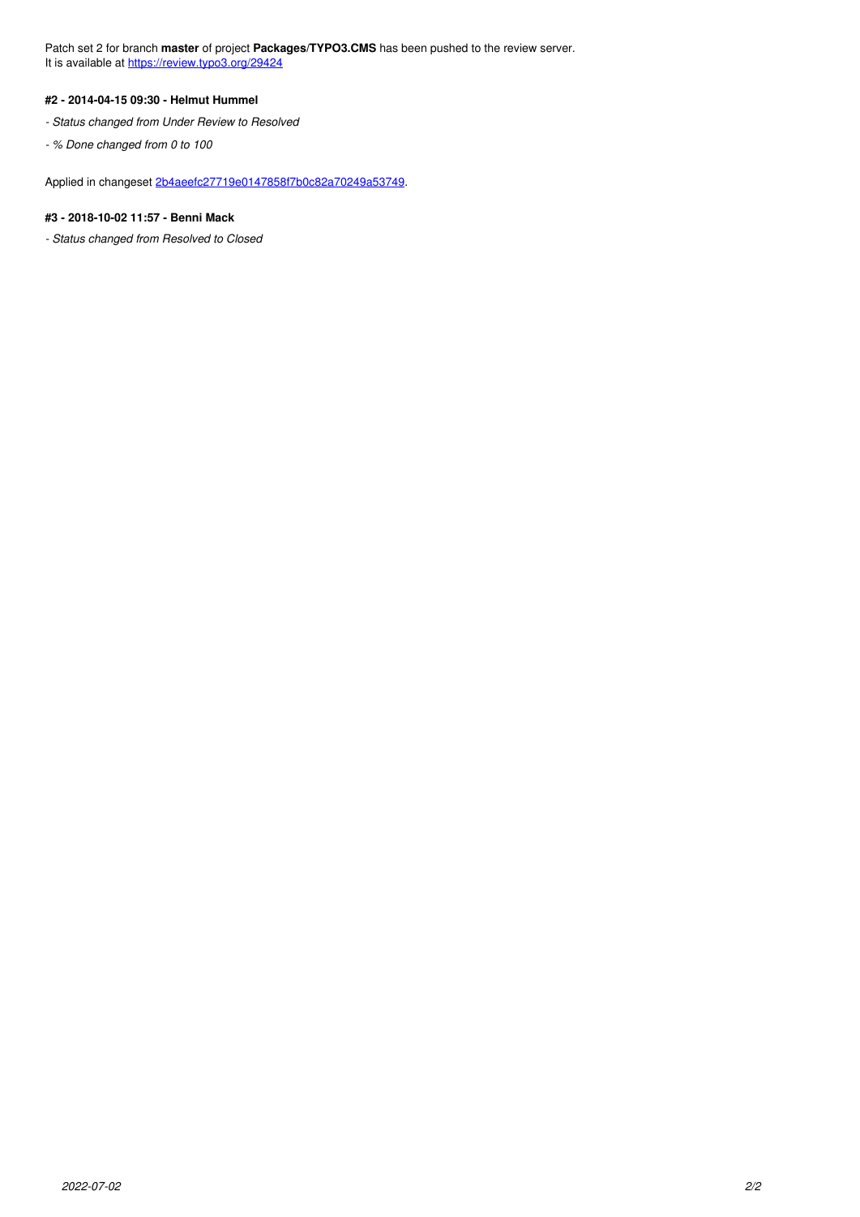Patch set 2 for branch **master** of project **Packages/TYPO3.CMS** has been pushed to the review server.
It is available at https://review.typo3.org/29424

#### #2 - 2014-04-15 09:30 - Helmut Hummel

- *Status changed from Under Review to Resolved*
- *% Done changed from 0 to 100*

Applied in changeset 2b4aeefc27719e0147858f7b0c82a70249a53749.

#### #3 - 2018-10-02 11:57 - Benni Mack

- *Status changed from Resolved to Closed*